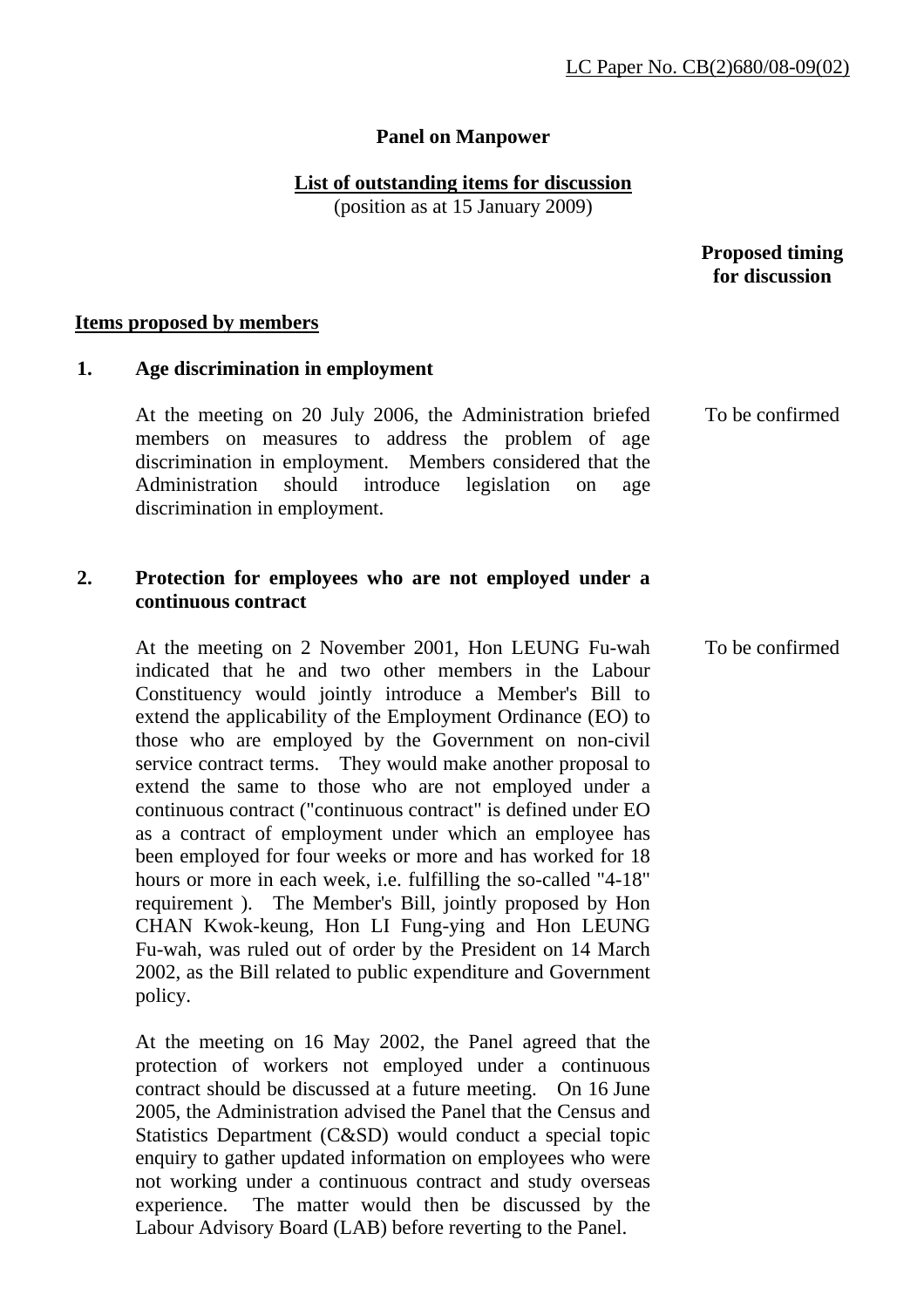LC Paper No. CB(2)680/08-09(02)

# Panel on Manpower

## List of outstanding items for discussion

(position as at 15 January 2009)

**Proposed timing for discussion**

**Items proposed by members**

**1. Age discrimination in employment**

At the meeting on 20 July 2006, the Administration briefed members on measures to address the problem of age discrimination in employment. Members considered that the Administration should introduce legislation on age discrimination in employment. — To be confirmed

**2. Protection for employees who are not employed under a continuous contract**

At the meeting on 2 November 2001, Hon LEUNG Fu-wah indicated that he and two other members in the Labour Constituency would jointly introduce a Member's Bill to extend the applicability of the Employment Ordinance (EO) to those who are employed by the Government on non-civil service contract terms. They would make another proposal to extend the same to those who are not employed under a continuous contract ("continuous contract" is defined under EO as a contract of employment under which an employee has been employed for four weeks or more and has worked for 18 hours or more in each week, i.e. fulfilling the so-called "4-18" requirement ). The Member's Bill, jointly proposed by Hon CHAN Kwok-keung, Hon LI Fung-ying and Hon LEUNG Fu-wah, was ruled out of order by the President on 14 March 2002, as the Bill related to public expenditure and Government policy. — To be confirmed

At the meeting on 16 May 2002, the Panel agreed that the protection of workers not employed under a continuous contract should be discussed at a future meeting. On 16 June 2005, the Administration advised the Panel that the Census and Statistics Department (C&SD) would conduct a special topic enquiry to gather updated information on employees who were not working under a continuous contract and study overseas experience. The matter would then be discussed by the Labour Advisory Board (LAB) before reverting to the Panel.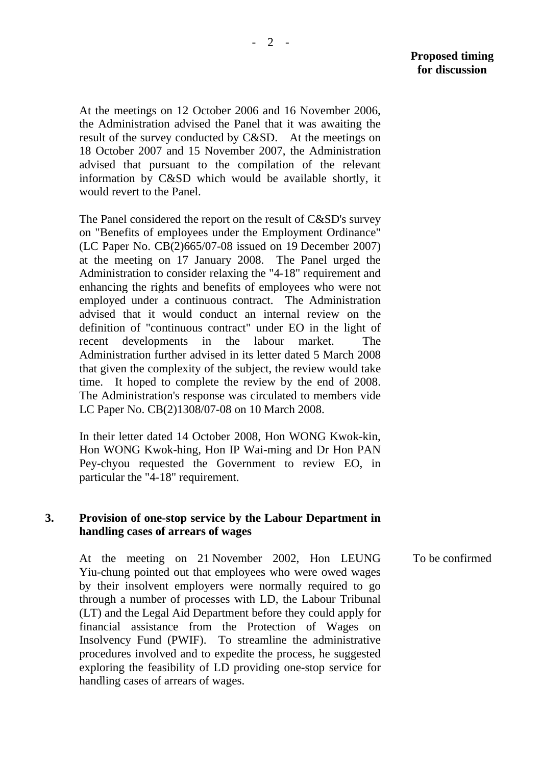**Proposed timing for discussion**

At the meetings on 12 October 2006 and 16 November 2006, the Administration advised the Panel that it was awaiting the result of the survey conducted by C&SD. At the meetings on 18 October 2007 and 15 November 2007, the Administration advised that pursuant to the compilation of the relevant information by C&SD which would be available shortly, it would revert to the Panel.

The Panel considered the report on the result of C&SD's survey on "Benefits of employees under the Employment Ordinance" (LC Paper No. CB(2)665/07-08 issued on 19 December 2007) at the meeting on 17 January 2008. The Panel urged the Administration to consider relaxing the "4-18" requirement and enhancing the rights and benefits of employees who were not employed under a continuous contract. The Administration advised that it would conduct an internal review on the definition of "continuous contract" under EO in the light of recent developments in the labour market. The Administration further advised in its letter dated 5 March 2008 that given the complexity of the subject, the review would take time. It hoped to complete the review by the end of 2008. The Administration's response was circulated to members vide LC Paper No. CB(2)1308/07-08 on 10 March 2008.

In their letter dated 14 October 2008, Hon WONG Kwok-kin, Hon WONG Kwok-hing, Hon IP Wai-ming and Dr Hon PAN Pey-chyou requested the Government to review EO, in particular the "4-18" requirement.

**3. Provision of one-stop service by the Labour Department in handling cases of arrears of wages**

At the meeting on 21 November 2002, Hon LEUNG Yiu-chung pointed out that employees who were owed wages by their insolvent employers were normally required to go through a number of processes with LD, the Labour Tribunal (LT) and the Legal Aid Department before they could apply for financial assistance from the Protection of Wages on Insolvency Fund (PWIF). To streamline the administrative procedures involved and to expedite the process, he suggested exploring the feasibility of LD providing one-stop service for handling cases of arrears of wages.

To be confirmed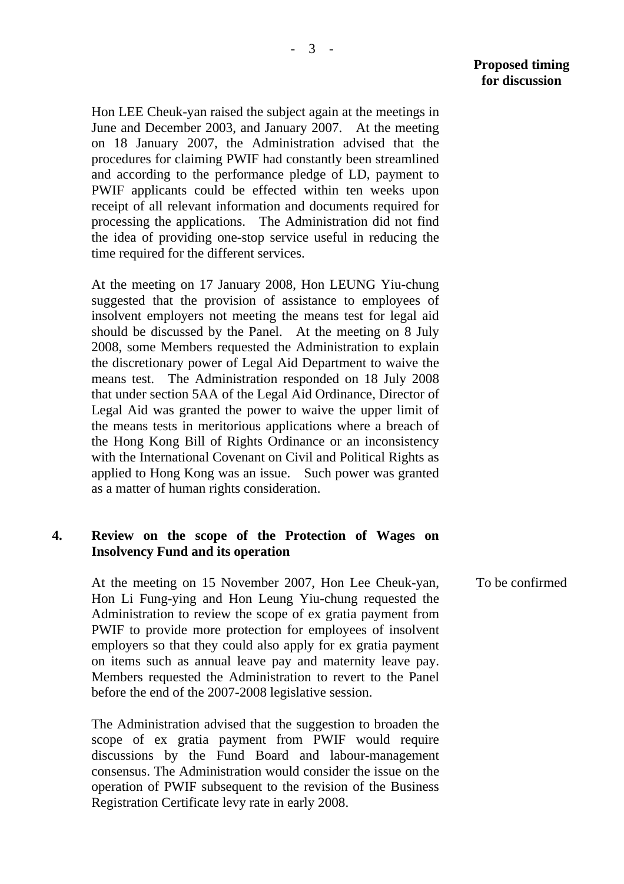**Proposed timing for discussion**

Hon LEE Cheuk-yan raised the subject again at the meetings in June and December 2003, and January 2007. At the meeting on 18 January 2007, the Administration advised that the procedures for claiming PWIF had constantly been streamlined and according to the performance pledge of LD, payment to PWIF applicants could be effected within ten weeks upon receipt of all relevant information and documents required for processing the applications. The Administration did not find the idea of providing one-stop service useful in reducing the time required for the different services.

At the meeting on 17 January 2008, Hon LEUNG Yiu-chung suggested that the provision of assistance to employees of insolvent employers not meeting the means test for legal aid should be discussed by the Panel. At the meeting on 8 July 2008, some Members requested the Administration to explain the discretionary power of Legal Aid Department to waive the means test. The Administration responded on 18 July 2008 that under section 5AA of the Legal Aid Ordinance, Director of Legal Aid was granted the power to waive the upper limit of the means tests in meritorious applications where a breach of the Hong Kong Bill of Rights Ordinance or an inconsistency with the International Covenant on Civil and Political Rights as applied to Hong Kong was an issue. Such power was granted as a matter of human rights consideration.

**4. Review on the scope of the Protection of Wages on Insolvency Fund and its operation**

At the meeting on 15 November 2007, Hon Lee Cheuk-yan, Hon Li Fung-ying and Hon Leung Yiu-chung requested the Administration to review the scope of ex gratia payment from PWIF to provide more protection for employees of insolvent employers so that they could also apply for ex gratia payment on items such as annual leave pay and maternity leave pay. Members requested the Administration to revert to the Panel before the end of the 2007-2008 legislative session.

*Proposed timing for discussion:* To be confirmed

The Administration advised that the suggestion to broaden the scope of ex gratia payment from PWIF would require discussions by the Fund Board and labour-management consensus. The Administration would consider the issue on the operation of PWIF subsequent to the revision of the Business Registration Certificate levy rate in early 2008.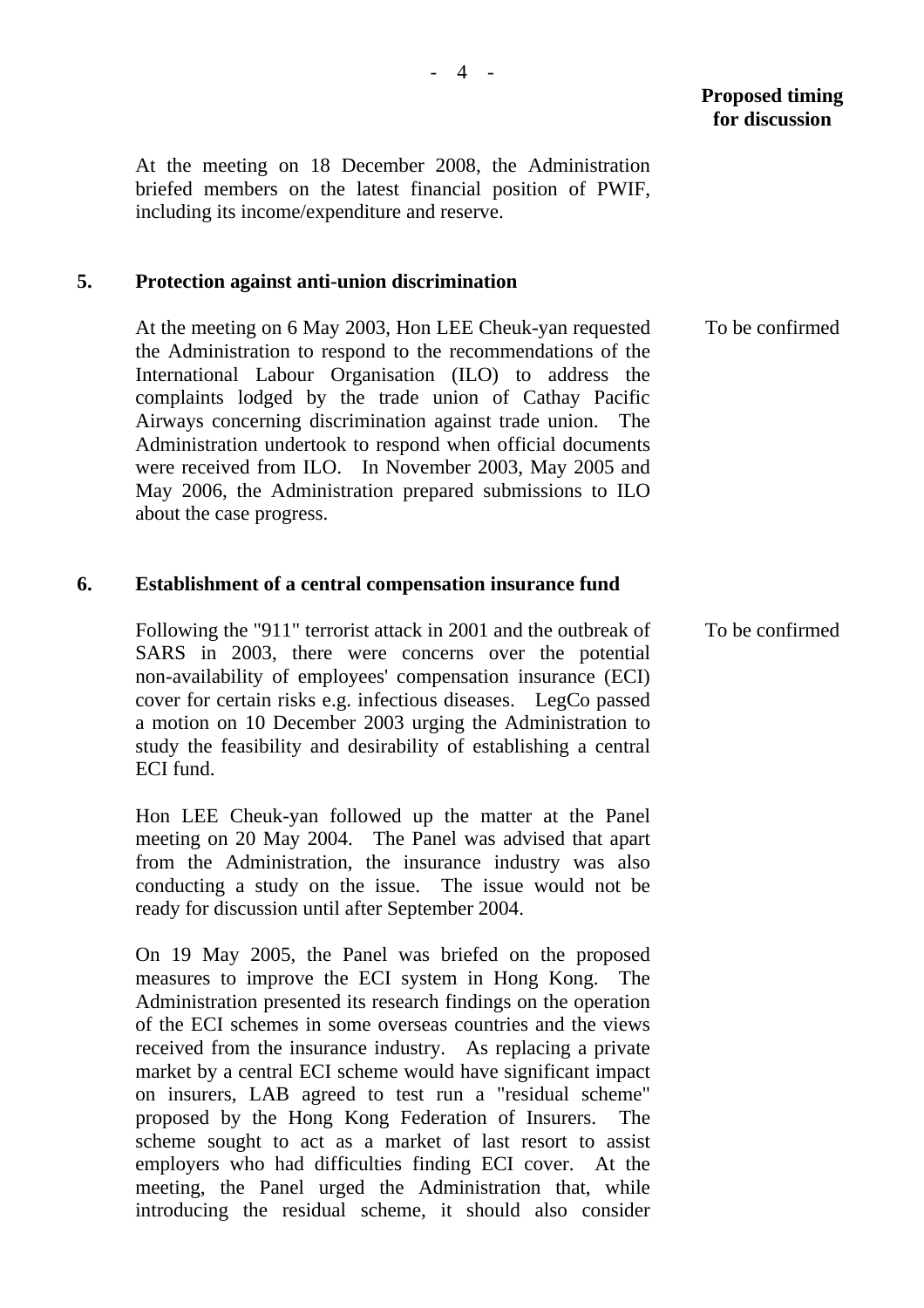| | | Proposed timing for discussion |
|---|---|---|
| | At the meeting on 18 December 2008, the Administration briefed members on the latest financial position of PWIF, including its income/expenditure and reserve. | |
| **5.** | **Protection against anti-union discrimination** | |
| | At the meeting on 6 May 2003, Hon LEE Cheuk-yan requested the Administration to respond to the recommendations of the International Labour Organisation (ILO) to address the complaints lodged by the trade union of Cathay Pacific Airways concerning discrimination against trade union. The Administration undertook to respond when official documents were received from ILO. In November 2003, May 2005 and May 2006, the Administration prepared submissions to ILO about the case progress. | To be confirmed |
| **6.** | **Establishment of a central compensation insurance fund** | |
| | Following the "911" terrorist attack in 2001 and the outbreak of SARS in 2003, there were concerns over the potential non-availability of employees' compensation insurance (ECI) cover for certain risks e.g. infectious diseases. LegCo passed a motion on 10 December 2003 urging the Administration to study the feasibility and desirability of establishing a central ECI fund. | To be confirmed |
| | Hon LEE Cheuk-yan followed up the matter at the Panel meeting on 20 May 2004. The Panel was advised that apart from the Administration, the insurance industry was also conducting a study on the issue. The issue would not be ready for discussion until after September 2004. | |
| | On 19 May 2005, the Panel was briefed on the proposed measures to improve the ECI system in Hong Kong. The Administration presented its research findings on the operation of the ECI schemes in some overseas countries and the views received from the insurance industry. As replacing a private market by a central ECI scheme would have significant impact on insurers, LAB agreed to test run a "residual scheme" proposed by the Hong Kong Federation of Insurers. The scheme sought to act as a market of last resort to assist employers who had difficulties finding ECI cover. At the meeting, the Panel urged the Administration that, while introducing the residual scheme, it should also consider | |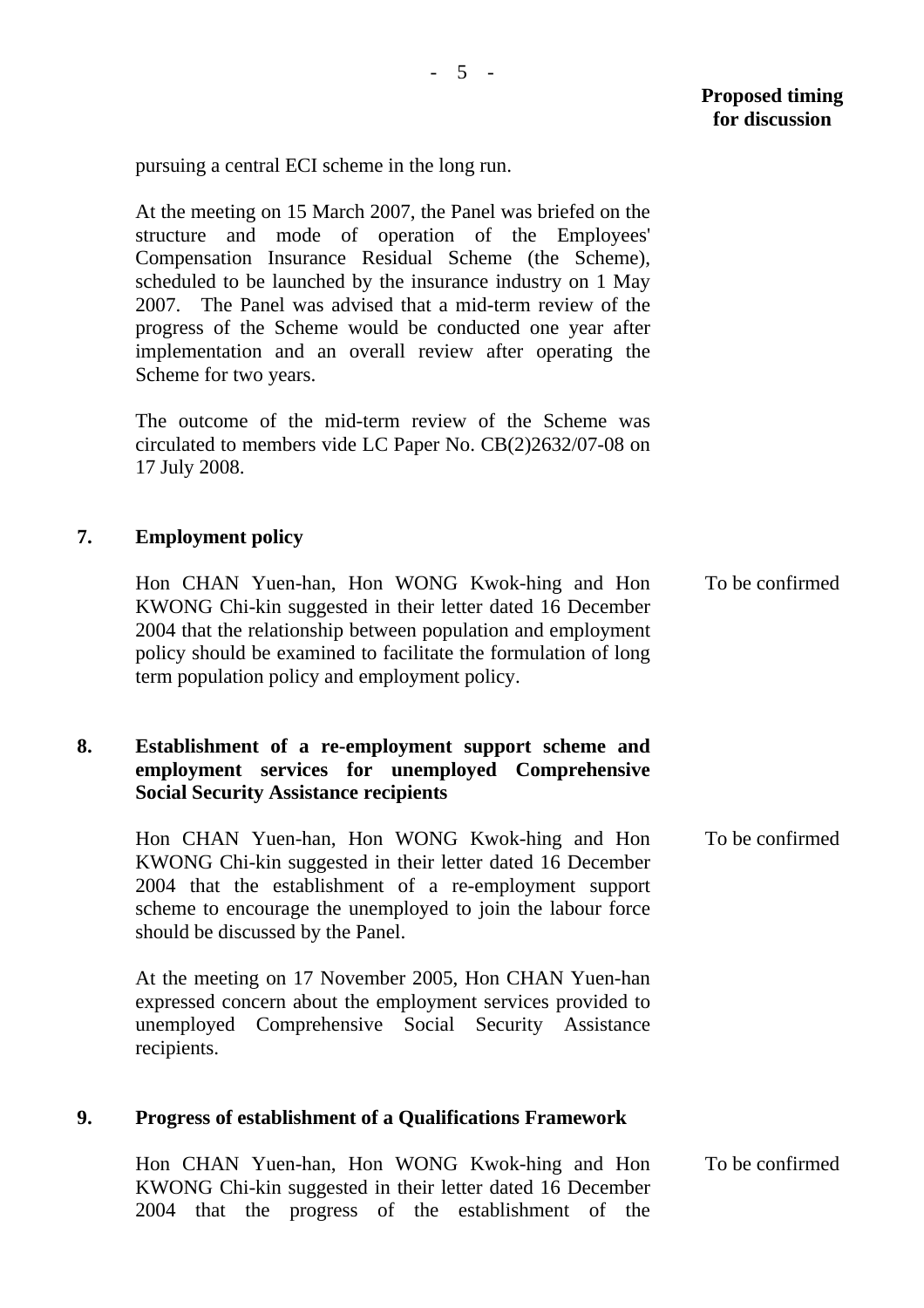**Proposed timing for discussion**

pursuing a central ECI scheme in the long run.

At the meeting on 15 March 2007, the Panel was briefed on the structure and mode of operation of the Employees' Compensation Insurance Residual Scheme (the Scheme), scheduled to be launched by the insurance industry on 1 May 2007. The Panel was advised that a mid-term review of the progress of the Scheme would be conducted one year after implementation and an overall review after operating the Scheme for two years.

The outcome of the mid-term review of the Scheme was circulated to members vide LC Paper No. CB(2)2632/07-08 on 17 July 2008.

**7. Employment policy**

Hon CHAN Yuen-han, Hon WONG Kwok-hing and Hon KWONG Chi-kin suggested in their letter dated 16 December 2004 that the relationship between population and employment policy should be examined to facilitate the formulation of long term population policy and employment policy. — To be confirmed

**8. Establishment of a re-employment support scheme and employment services for unemployed Comprehensive Social Security Assistance recipients**

Hon CHAN Yuen-han, Hon WONG Kwok-hing and Hon KWONG Chi-kin suggested in their letter dated 16 December 2004 that the establishment of a re-employment support scheme to encourage the unemployed to join the labour force should be discussed by the Panel. — To be confirmed

At the meeting on 17 November 2005, Hon CHAN Yuen-han expressed concern about the employment services provided to unemployed Comprehensive Social Security Assistance recipients.

**9. Progress of establishment of a Qualifications Framework**

Hon CHAN Yuen-han, Hon WONG Kwok-hing and Hon KWONG Chi-kin suggested in their letter dated 16 December 2004 that the progress of the establishment of the — To be confirmed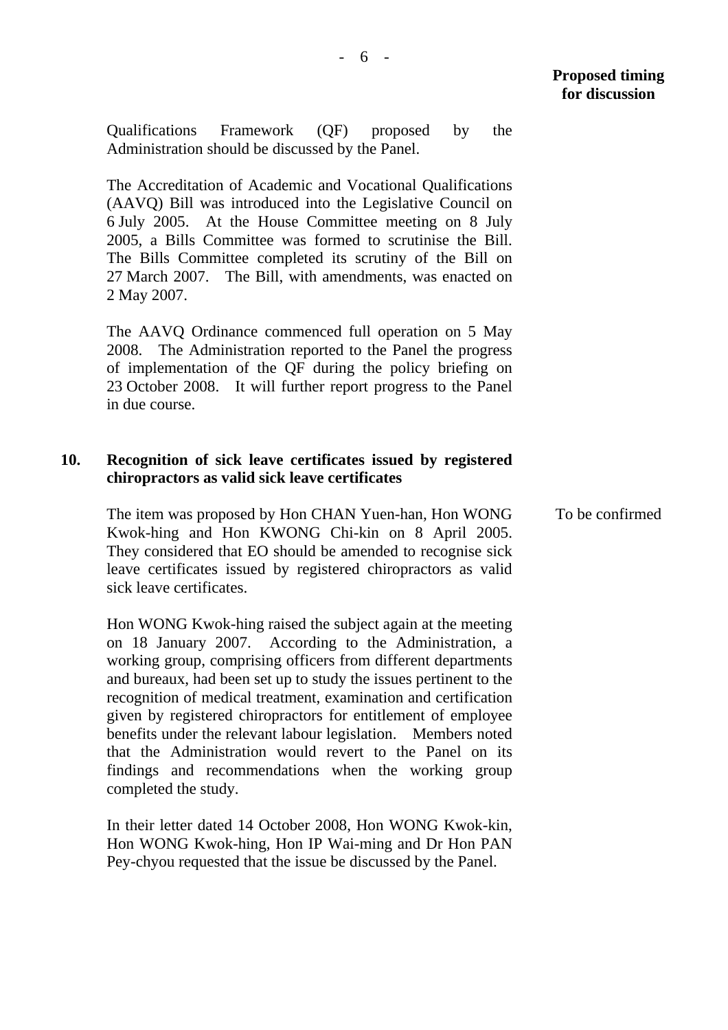**Proposed timing for discussion**

Qualifications Framework (QF) proposed by the Administration should be discussed by the Panel.

The Accreditation of Academic and Vocational Qualifications (AAVQ) Bill was introduced into the Legislative Council on 6 July 2005. At the House Committee meeting on 8 July 2005, a Bills Committee was formed to scrutinise the Bill. The Bills Committee completed its scrutiny of the Bill on 27 March 2007. The Bill, with amendments, was enacted on 2 May 2007.

The AAVQ Ordinance commenced full operation on 5 May 2008. The Administration reported to the Panel the progress of implementation of the QF during the policy briefing on 23 October 2008. It will further report progress to the Panel in due course.

**10. Recognition of sick leave certificates issued by registered chiropractors as valid sick leave certificates**

The item was proposed by Hon CHAN Yuen-han, Hon WONG Kwok-hing and Hon KWONG Chi-kin on 8 April 2005. They considered that EO should be amended to recognise sick leave certificates issued by registered chiropractors as valid sick leave certificates.

*Proposed timing for discussion:* To be confirmed

Hon WONG Kwok-hing raised the subject again at the meeting on 18 January 2007. According to the Administration, a working group, comprising officers from different departments and bureaux, had been set up to study the issues pertinent to the recognition of medical treatment, examination and certification given by registered chiropractors for entitlement of employee benefits under the relevant labour legislation. Members noted that the Administration would revert to the Panel on its findings and recommendations when the working group completed the study.

In their letter dated 14 October 2008, Hon WONG Kwok-kin, Hon WONG Kwok-hing, Hon IP Wai-ming and Dr Hon PAN Pey-chyou requested that the issue be discussed by the Panel.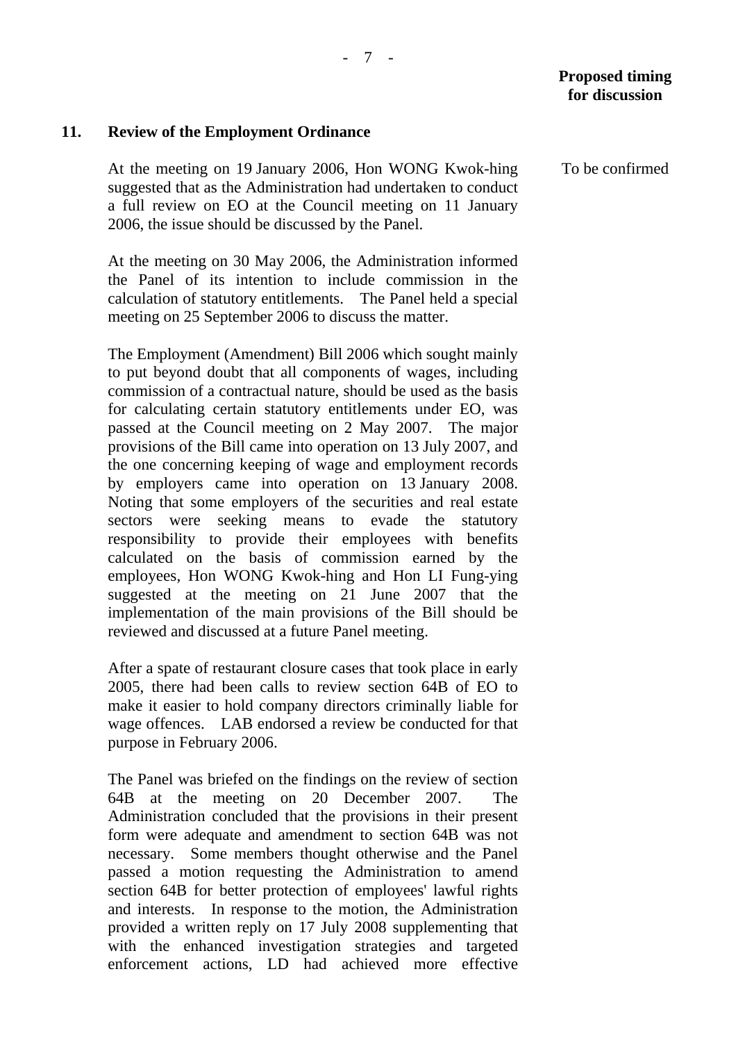**Proposed timing for discussion**

**11. Review of the Employment Ordinance**

At the meeting on 19 January 2006, Hon WONG Kwok-hing suggested that as the Administration had undertaken to conduct a full review on EO at the Council meeting on 11 January 2006, the issue should be discussed by the Panel.

To be confirmed

At the meeting on 30 May 2006, the Administration informed the Panel of its intention to include commission in the calculation of statutory entitlements. The Panel held a special meeting on 25 September 2006 to discuss the matter.

The Employment (Amendment) Bill 2006 which sought mainly to put beyond doubt that all components of wages, including commission of a contractual nature, should be used as the basis for calculating certain statutory entitlements under EO, was passed at the Council meeting on 2 May 2007. The major provisions of the Bill came into operation on 13 July 2007, and the one concerning keeping of wage and employment records by employers came into operation on 13 January 2008. Noting that some employers of the securities and real estate sectors were seeking means to evade the statutory responsibility to provide their employees with benefits calculated on the basis of commission earned by the employees, Hon WONG Kwok-hing and Hon LI Fung-ying suggested at the meeting on 21 June 2007 that the implementation of the main provisions of the Bill should be reviewed and discussed at a future Panel meeting.

After a spate of restaurant closure cases that took place in early 2005, there had been calls to review section 64B of EO to make it easier to hold company directors criminally liable for wage offences. LAB endorsed a review be conducted for that purpose in February 2006.

The Panel was briefed on the findings on the review of section 64B at the meeting on 20 December 2007. The Administration concluded that the provisions in their present form were adequate and amendment to section 64B was not necessary. Some members thought otherwise and the Panel passed a motion requesting the Administration to amend section 64B for better protection of employees' lawful rights and interests. In response to the motion, the Administration provided a written reply on 17 July 2008 supplementing that with the enhanced investigation strategies and targeted enforcement actions, LD had achieved more effective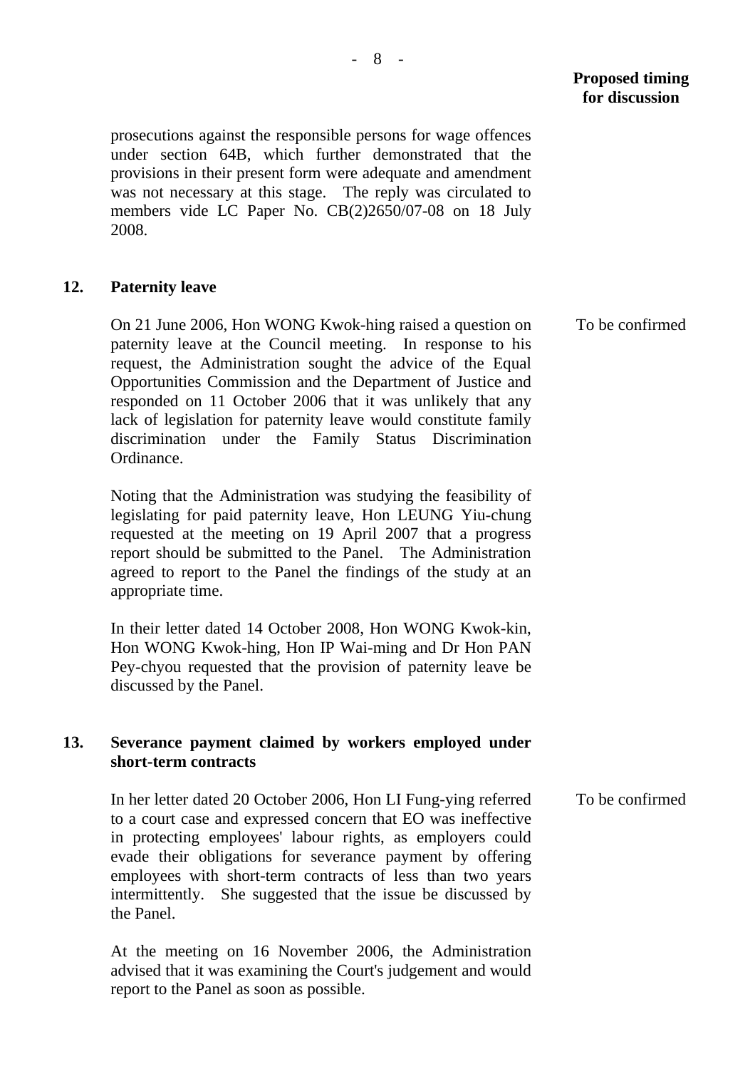**Proposed timing for discussion**

prosecutions against the responsible persons for wage offences under section 64B, which further demonstrated that the provisions in their present form were adequate and amendment was not necessary at this stage. The reply was circulated to members vide LC Paper No. CB(2)2650/07-08 on 18 July 2008.

**12. Paternity leave**

On 21 June 2006, Hon WONG Kwok-hing raised a question on paternity leave at the Council meeting. In response to his request, the Administration sought the advice of the Equal Opportunities Commission and the Department of Justice and responded on 11 October 2006 that it was unlikely that any lack of legislation for paternity leave would constitute family discrimination under the Family Status Discrimination Ordinance.

*To be confirmed*

Noting that the Administration was studying the feasibility of legislating for paid paternity leave, Hon LEUNG Yiu-chung requested at the meeting on 19 April 2007 that a progress report should be submitted to the Panel. The Administration agreed to report to the Panel the findings of the study at an appropriate time.

In their letter dated 14 October 2008, Hon WONG Kwok-kin, Hon WONG Kwok-hing, Hon IP Wai-ming and Dr Hon PAN Pey-chyou requested that the provision of paternity leave be discussed by the Panel.

**13. Severance payment claimed by workers employed under short-term contracts**

In her letter dated 20 October 2006, Hon LI Fung-ying referred to a court case and expressed concern that EO was ineffective in protecting employees' labour rights, as employers could evade their obligations for severance payment by offering employees with short-term contracts of less than two years intermittently. She suggested that the issue be discussed by the Panel.

*To be confirmed*

At the meeting on 16 November 2006, the Administration advised that it was examining the Court's judgement and would report to the Panel as soon as possible.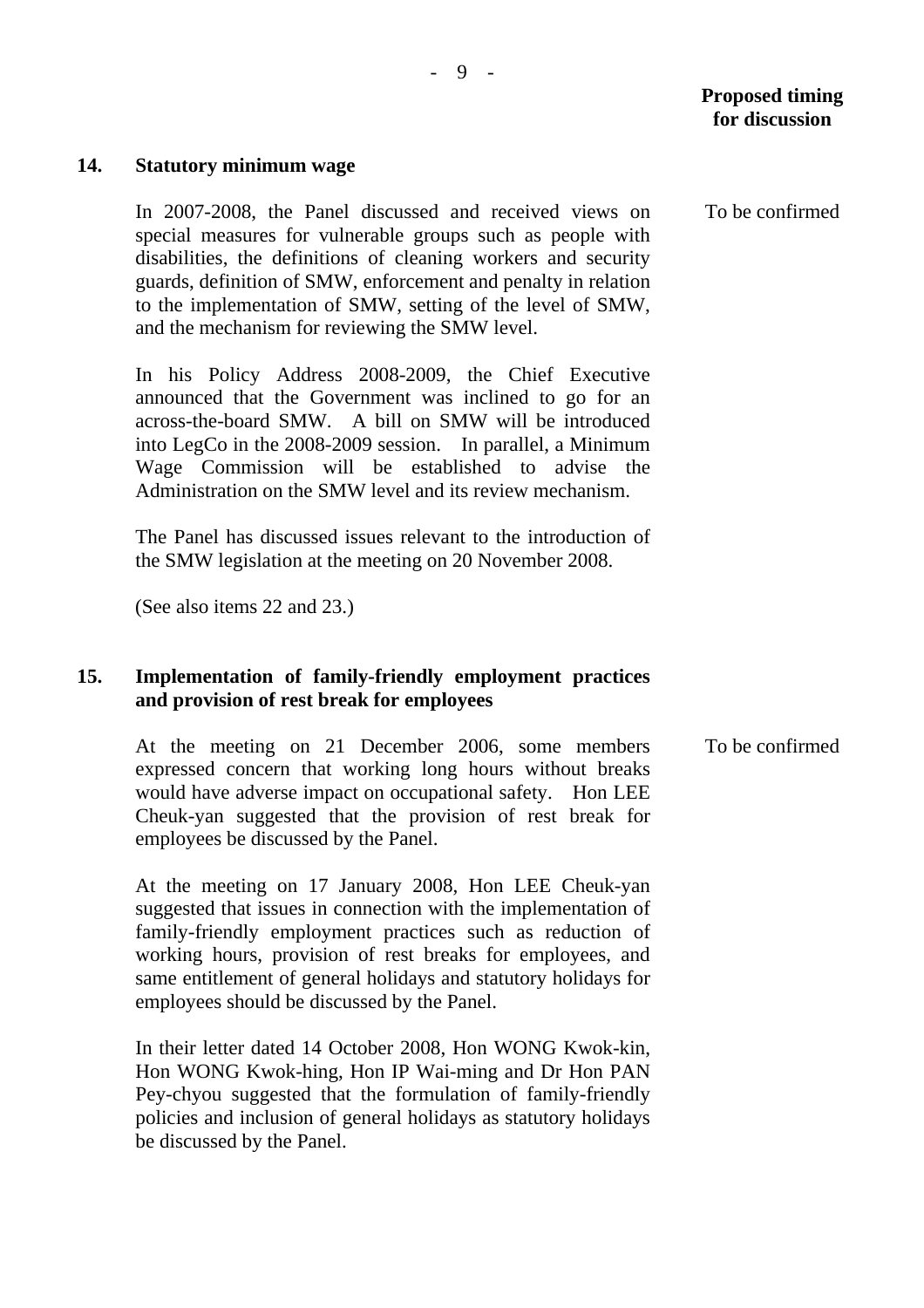**Proposed timing for discussion**

**14. Statutory minimum wage**

In 2007-2008, the Panel discussed and received views on special measures for vulnerable groups such as people with disabilities, the definitions of cleaning workers and security guards, definition of SMW, enforcement and penalty in relation to the implementation of SMW, setting of the level of SMW, and the mechanism for reviewing the SMW level.

*Proposed timing for discussion:* To be confirmed

In his Policy Address 2008-2009, the Chief Executive announced that the Government was inclined to go for an across-the-board SMW. A bill on SMW will be introduced into LegCo in the 2008-2009 session. In parallel, a Minimum Wage Commission will be established to advise the Administration on the SMW level and its review mechanism.

The Panel has discussed issues relevant to the introduction of the SMW legislation at the meeting on 20 November 2008.

(See also items 22 and 23.)

**15. Implementation of family-friendly employment practices and provision of rest break for employees**

At the meeting on 21 December 2006, some members expressed concern that working long hours without breaks would have adverse impact on occupational safety. Hon LEE Cheuk-yan suggested that the provision of rest break for employees be discussed by the Panel.

*Proposed timing for discussion:* To be confirmed

At the meeting on 17 January 2008, Hon LEE Cheuk-yan suggested that issues in connection with the implementation of family-friendly employment practices such as reduction of working hours, provision of rest breaks for employees, and same entitlement of general holidays and statutory holidays for employees should be discussed by the Panel.

In their letter dated 14 October 2008, Hon WONG Kwok-kin, Hon WONG Kwok-hing, Hon IP Wai-ming and Dr Hon PAN Pey-chyou suggested that the formulation of family-friendly policies and inclusion of general holidays as statutory holidays be discussed by the Panel.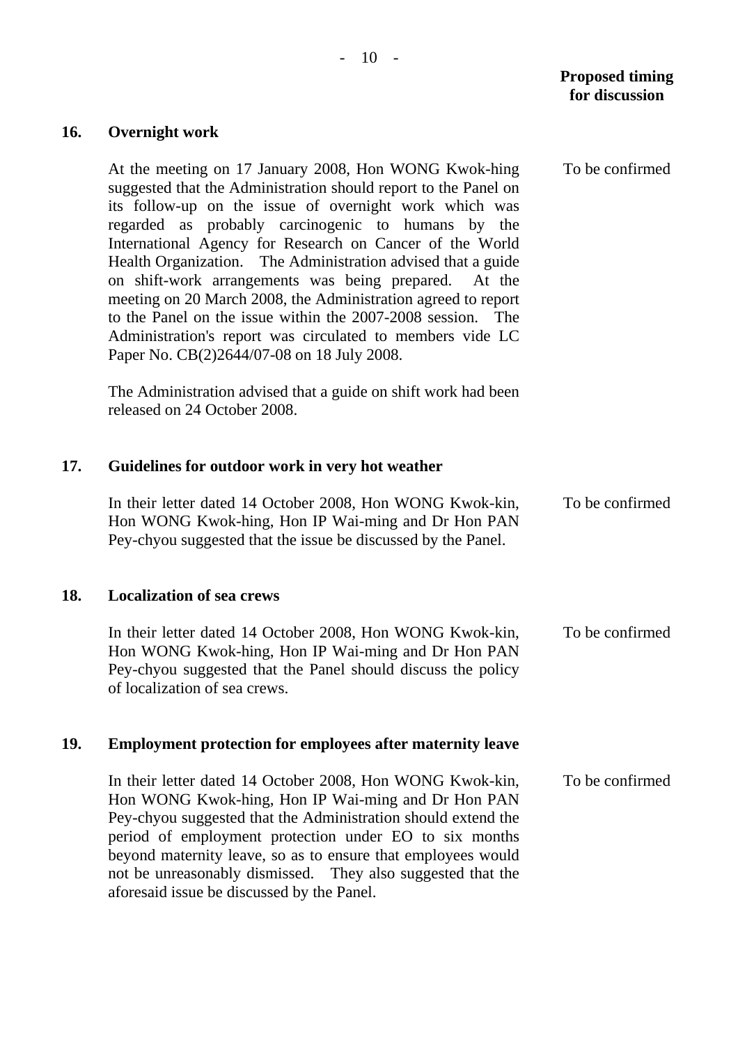**Proposed timing for discussion**

**16. Overnight work**

At the meeting on 17 January 2008, Hon WONG Kwok-hing suggested that the Administration should report to the Panel on its follow-up on the issue of overnight work which was regarded as probably carcinogenic to humans by the International Agency for Research on Cancer of the World Health Organization. The Administration advised that a guide on shift-work arrangements was being prepared. At the meeting on 20 March 2008, the Administration agreed to report to the Panel on the issue within the 2007-2008 session. The Administration's report was circulated to members vide LC Paper No. CB(2)2644/07-08 on 18 July 2008. — To be confirmed

The Administration advised that a guide on shift work had been released on 24 October 2008.

**17. Guidelines for outdoor work in very hot weather**

In their letter dated 14 October 2008, Hon WONG Kwok-kin, Hon WONG Kwok-hing, Hon IP Wai-ming and Dr Hon PAN Pey-chyou suggested that the issue be discussed by the Panel. — To be confirmed

**18. Localization of sea crews**

In their letter dated 14 October 2008, Hon WONG Kwok-kin, Hon WONG Kwok-hing, Hon IP Wai-ming and Dr Hon PAN Pey-chyou suggested that the Panel should discuss the policy of localization of sea crews. — To be confirmed

**19. Employment protection for employees after maternity leave**

In their letter dated 14 October 2008, Hon WONG Kwok-kin, Hon WONG Kwok-hing, Hon IP Wai-ming and Dr Hon PAN Pey-chyou suggested that the Administration should extend the period of employment protection under EO to six months beyond maternity leave, so as to ensure that employees would not be unreasonably dismissed. They also suggested that the aforesaid issue be discussed by the Panel. — To be confirmed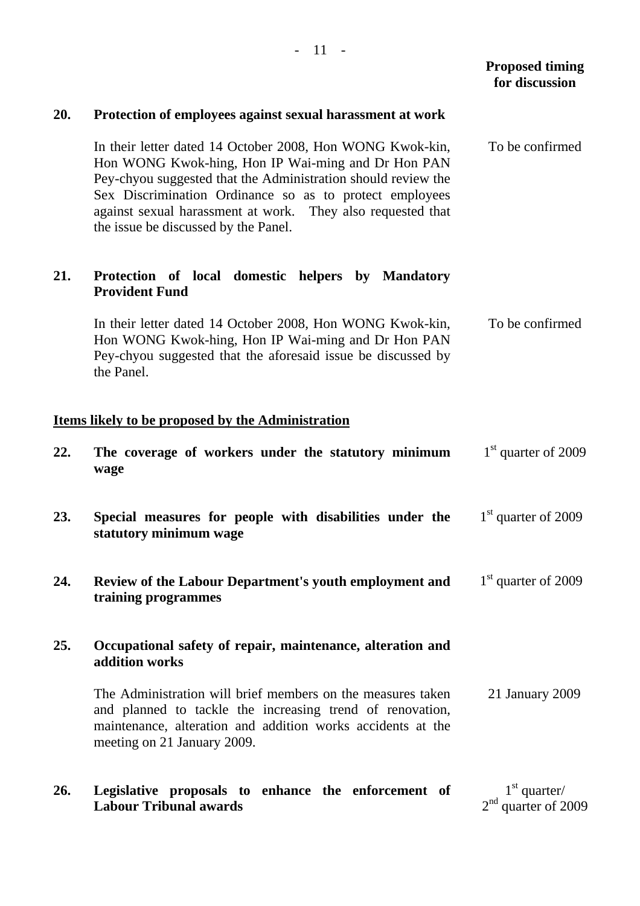**Proposed timing for discussion**

**20. Protection of employees against sexual harassment at work**

In their letter dated 14 October 2008, Hon WONG Kwok-kin, Hon WONG Kwok-hing, Hon IP Wai-ming and Dr Hon PAN Pey-chyou suggested that the Administration should review the Sex Discrimination Ordinance so as to protect employees against sexual harassment at work. They also requested that the issue be discussed by the Panel. — To be confirmed

**21. Protection of local domestic helpers by Mandatory Provident Fund**

In their letter dated 14 October 2008, Hon WONG Kwok-kin, Hon WONG Kwok-hing, Hon IP Wai-ming and Dr Hon PAN Pey-chyou suggested that the aforesaid issue be discussed by the Panel. — To be confirmed

**<u>Items likely to be proposed by the Administration</u>**

**22. The coverage of workers under the statutory minimum wage** — 1st quarter of 2009

**23. Special measures for people with disabilities under the statutory minimum wage** — 1st quarter of 2009

**24. Review of the Labour Department's youth employment and training programmes** — 1st quarter of 2009

**25. Occupational safety of repair, maintenance, alteration and addition works**

The Administration will brief members on the measures taken and planned to tackle the increasing trend of renovation, maintenance, alteration and addition works accidents at the meeting on 21 January 2009. — 21 January 2009

**26. Legislative proposals to enhance the enforcement of Labour Tribunal awards** — 1st quarter/ 2nd quarter of 2009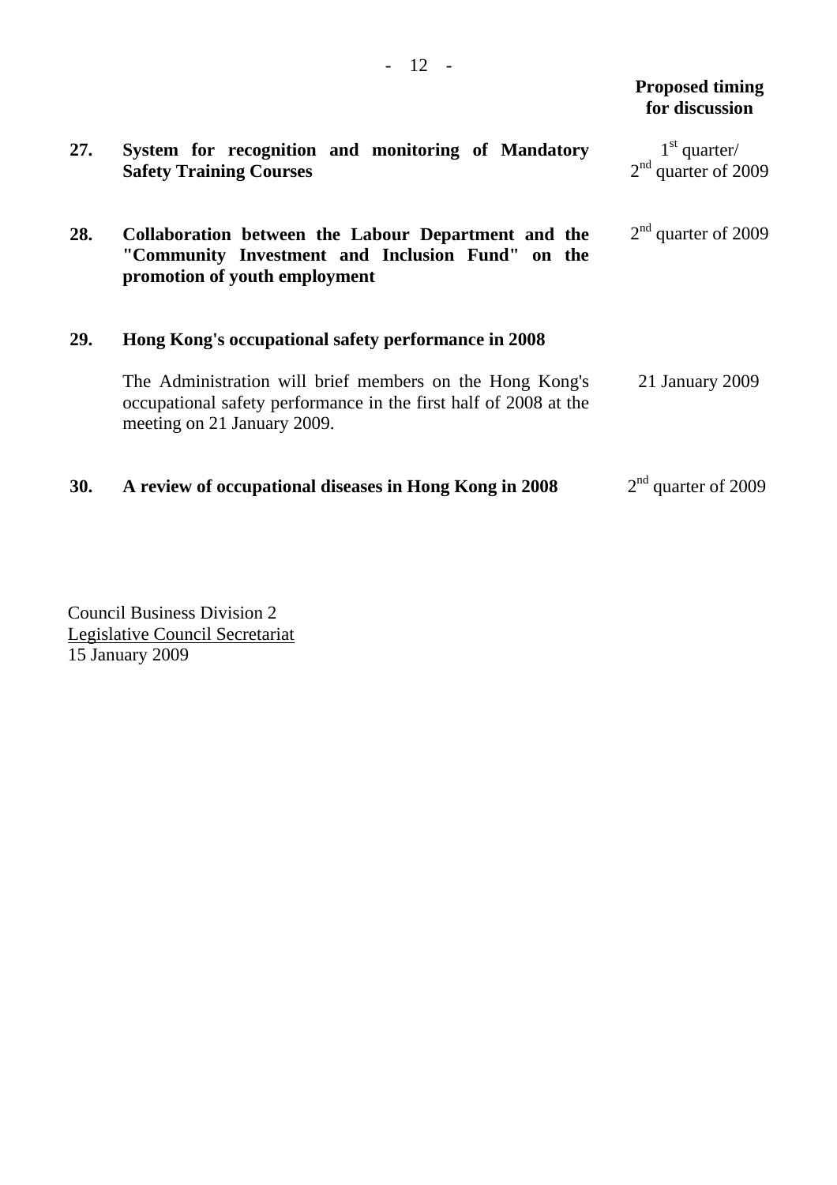| | | Proposed timing for discussion |
|---|---|---|
| **27.** | **System for recognition and monitoring of Mandatory Safety Training Courses** | 1st quarter/ 2nd quarter of 2009 |
| **28.** | **Collaboration between the Labour Department and the "Community Investment and Inclusion Fund" on the promotion of youth employment** | 2nd quarter of 2009 |
| **29.** | **Hong Kong's occupational safety performance in 2008** | |
| | The Administration will brief members on the Hong Kong's occupational safety performance in the first half of 2008 at the meeting on 21 January 2009. | 21 January 2009 |
| **30.** | **A review of occupational diseases in Hong Kong in 2008** | 2nd quarter of 2009 |

Council Business Division 2
Legislative Council Secretariat
15 January 2009